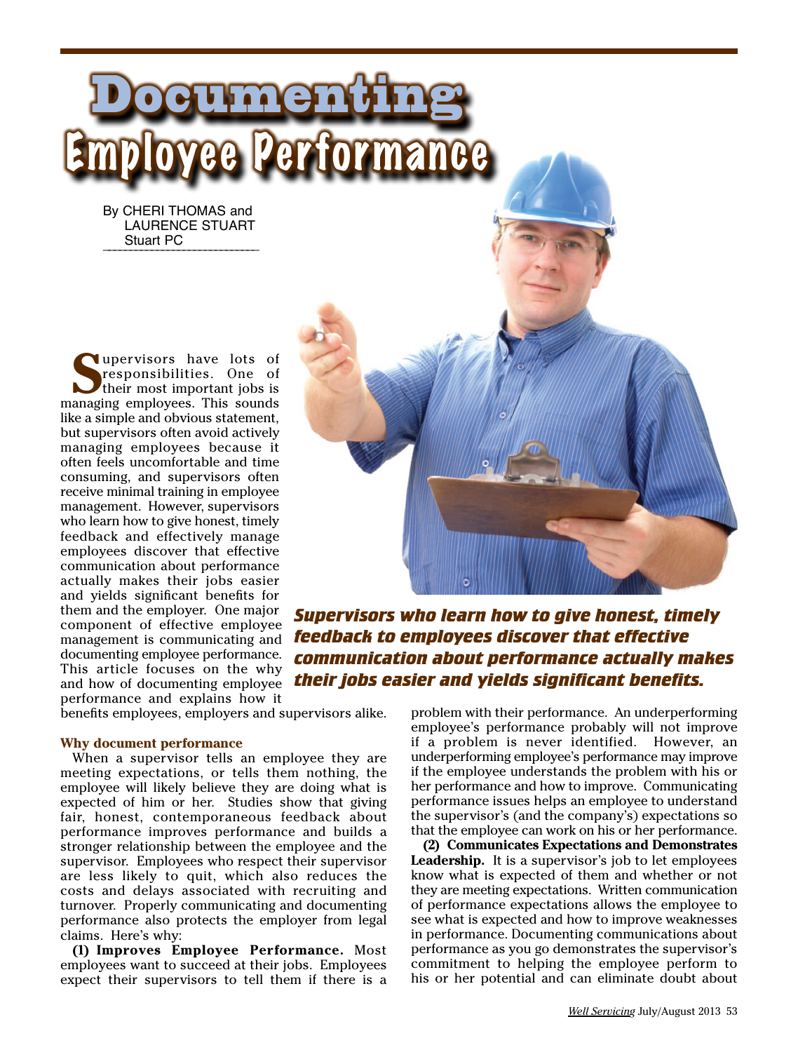# Documenting Employee Performance

By CHERI THOMAS and LAURENCE STUART
Stuart PC

Supervisors have lots of responsibilities. One of their most important jobs is managing employees. This sounds like a simple and obvious statement, but supervisors often avoid actively managing employees because it often feels uncomfortable and time consuming, and supervisors often receive minimal training in employee management. However, supervisors who learn how to give honest, timely feedback and effectively manage employees discover that effective communication about performance actually makes their jobs easier and yields significant benefits for them and the employer. One major component of effective employee management is communicating and documenting employee performance. This article focuses on the why and how of documenting employee performance and explains how it benefits employees, employers and supervisors alike.

***Supervisors who learn how to give honest, timely feedback to employees discover that effective communication about performance actually makes their jobs easier and yields significant benefits.***

### Why document performance

When a supervisor tells an employee they are meeting expectations, or tells them nothing, the employee will likely believe they are doing what is expected of him or her. Studies show that giving fair, honest, contemporaneous feedback about performance improves performance and builds a stronger relationship between the employee and the supervisor. Employees who respect their supervisor are less likely to quit, which also reduces the costs and delays associated with recruiting and turnover. Properly communicating and documenting performance also protects the employer from legal claims. Here's why:

**(1) Improves Employee Performance.** Most employees want to succeed at their jobs. Employees expect their supervisors to tell them if there is a problem with their performance. An underperforming employee's performance probably will not improve if a problem is never identified. However, an underperforming employee's performance may improve if the employee understands the problem with his or her performance and how to improve. Communicating performance issues helps an employee to understand the supervisor's (and the company's) expectations so that the employee can work on his or her performance.

**(2) Communicates Expectations and Demonstrates Leadership.** It is a supervisor's job to let employees know what is expected of them and whether or not they are meeting expectations. Written communication of performance expectations allows the employee to see what is expected and how to improve weaknesses in performance. Documenting communications about performance as you go demonstrates the supervisor's commitment to helping the employee perform to his or her potential and can eliminate doubt about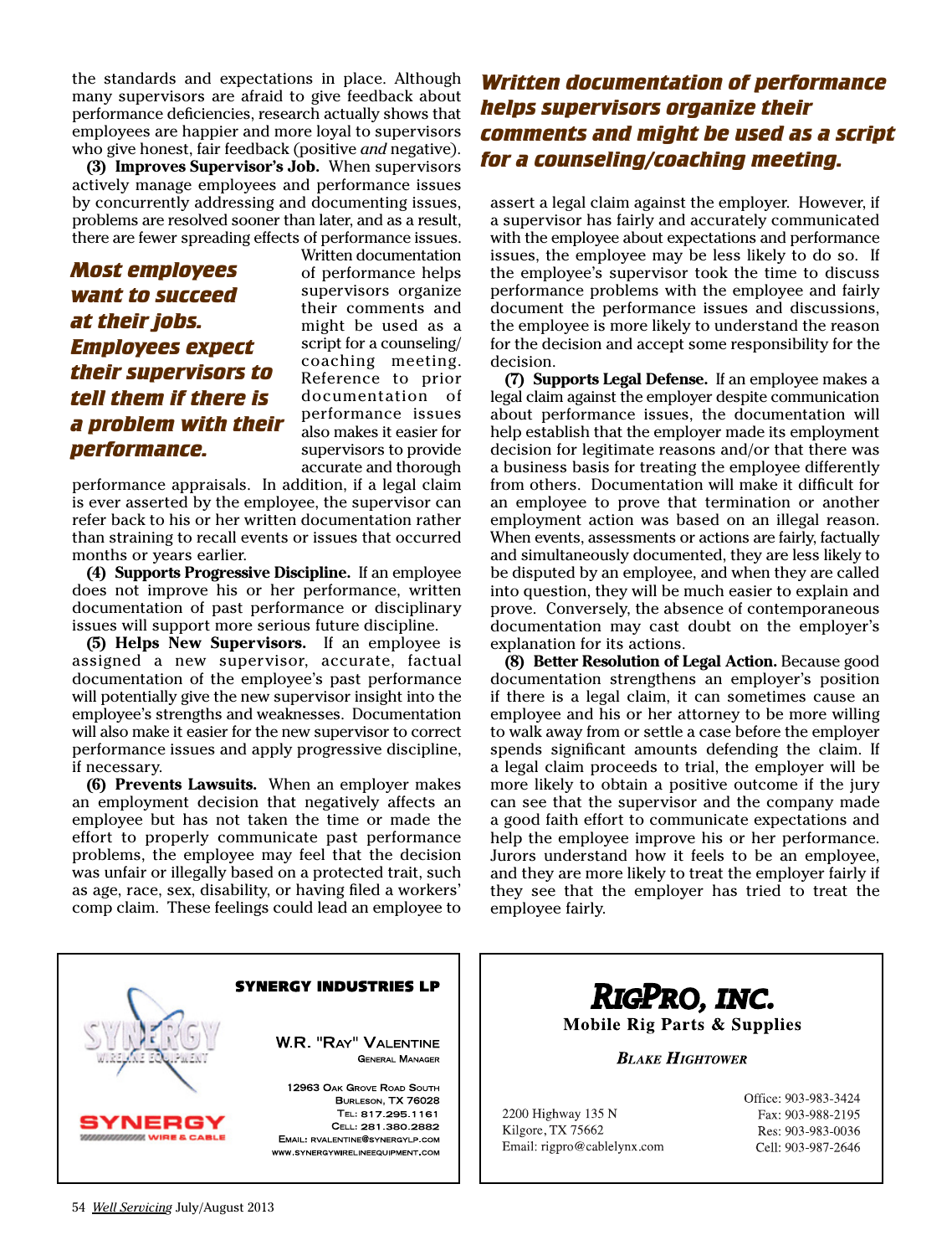the standards and expectations in place. Although many supervisors are afraid to give feedback about performance deficiencies, research actually shows that employees are happier and more loyal to supervisors who give honest, fair feedback (positive *and* negative).

**(3) Improves Supervisor's Job.** When supervisors actively manage employees and performance issues by concurrently addressing and documenting issues, problems are resolved sooner than later, and as a result, there are fewer spreading effects of performance issues. Written documentation of performance helps supervisors organize their comments and might be used as a script for a counseling/coaching meeting. Reference to prior documentation of performance issues also makes it easier for supervisors to provide accurate and thorough performance appraisals. In addition, if a legal claim is ever asserted by the employee, the supervisor can refer back to his or her written documentation rather than straining to recall events or issues that occurred months or years earlier.

***Most employees want to succeed at their jobs. Employees expect their supervisors to tell them if there is a problem with their performance.***

**(4) Supports Progressive Discipline.** If an employee does not improve his or her performance, written documentation of past performance or disciplinary issues will support more serious future discipline.

**(5) Helps New Supervisors.** If an employee is assigned a new supervisor, accurate, factual documentation of the employee's past performance will potentially give the new supervisor insight into the employee's strengths and weaknesses. Documentation will also make it easier for the new supervisor to correct performance issues and apply progressive discipline, if necessary.

**(6) Prevents Lawsuits.** When an employer makes an employment decision that negatively affects an employee but has not taken the time or made the effort to properly communicate past performance problems, the employee may feel that the decision was unfair or illegally based on a protected trait, such as age, race, sex, disability, or having filed a workers' comp claim. These feelings could lead an employee to assert a legal claim against the employer. However, if a supervisor has fairly and accurately communicated with the employee about expectations and performance issues, the employee may be less likely to do so. If the employee's supervisor took the time to discuss performance problems with the employee and fairly document the performance issues and discussions, the employee is more likely to understand the reason for the decision and accept some responsibility for the decision.

***Written documentation of performance helps supervisors organize their comments and might be used as a script for a counseling/coaching meeting.***

**(7) Supports Legal Defense.** If an employee makes a legal claim against the employer despite communication about performance issues, the documentation will help establish that the employer made its employment decision for legitimate reasons and/or that there was a business basis for treating the employee differently from others. Documentation will make it difficult for an employee to prove that termination or another employment action was based on an illegal reason. When events, assessments or actions are fairly, factually and simultaneously documented, they are less likely to be disputed by an employee, and when they are called into question, they will be much easier to explain and prove. Conversely, the absence of contemporaneous documentation may cast doubt on the employer's explanation for its actions.

**(8) Better Resolution of Legal Action.** Because good documentation strengthens an employer's position if there is a legal claim, it can sometimes cause an employee and his or her attorney to be more willing to walk away from or settle a case before the employer spends significant amounts defending the claim. If a legal claim proceeds to trial, the employer will be more likely to obtain a positive outcome if the jury can see that the supervisor and the company made a good faith effort to communicate expectations and help the employee improve his or her performance. Jurors understand how it feels to be an employee, and they are more likely to treat the employer fairly if they see that the employer has tried to treat the employee fairly.

---

**SYNERGY INDUSTRIES LP**

SYNERGY Wireline Equipment
SYNERGY Wire & Cable

W.R. "Ray" Valentine
General Manager

12963 Oak Grove Road South
Burleson, TX 76028
Tel: 817.295.1161
Cell: 281.380.2882
Email: rvalentine@synergylp.com
www.synergywirelineequipment.com

---

**RigPro, Inc.**
**Mobile Rig Parts & Supplies**

*Blake Hightower*

2200 Highway 135 N
Kilgore, TX 75662
Email: rigpro@cablelynx.com

Office: 903-983-3424
Fax: 903-988-2195
Res: 903-983-0036
Cell: 903-987-2646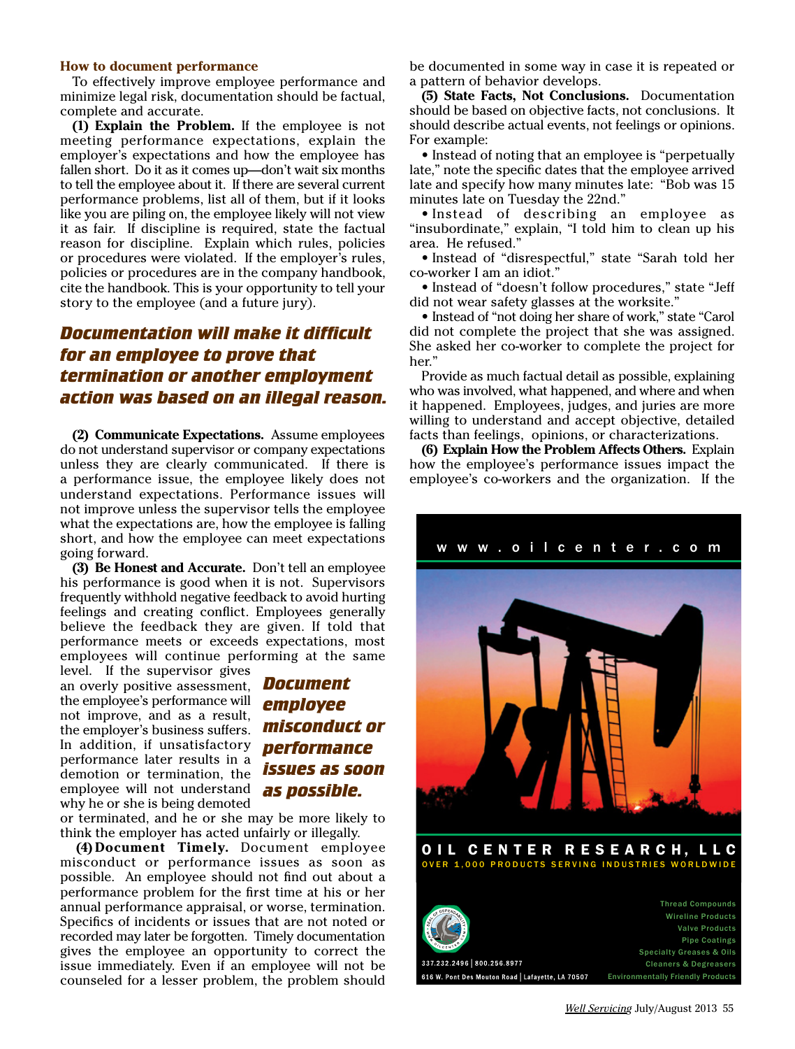### How to document performance

To effectively improve employee performance and minimize legal risk, documentation should be factual, complete and accurate.

**(1) Explain the Problem.** If the employee is not meeting performance expectations, explain the employer's expectations and how the employee has fallen short. Do it as it comes up—don't wait six months to tell the employee about it. If there are several current performance problems, list all of them, but if it looks like you are piling on, the employee likely will not view it as fair. If discipline is required, state the factual reason for discipline. Explain which rules, policies or procedures were violated. If the employer's rules, policies or procedures are in the company handbook, cite the handbook. This is your opportunity to tell your story to the employee (and a future jury).

***Documentation will make it difficult for an employee to prove that termination or another employment action was based on an illegal reason.***

**(2) Communicate Expectations.** Assume employees do not understand supervisor or company expectations unless they are clearly communicated. If there is a performance issue, the employee likely does not understand expectations. Performance issues will not improve unless the supervisor tells the employee what the expectations are, how the employee is falling short, and how the employee can meet expectations going forward.

**(3) Be Honest and Accurate.** Don't tell an employee his performance is good when it is not. Supervisors frequently withhold negative feedback to avoid hurting feelings and creating conflict. Employees generally believe the feedback they are given. If told that performance meets or exceeds expectations, most employees will continue performing at the same level. If the supervisor gives an overly positive assessment, the employee's performance will not improve, and as a result, the employer's business suffers. In addition, if unsatisfactory performance later results in a demotion or termination, the employee will not understand why he or she is being demoted or terminated, and he or she may be more likely to think the employer has acted unfairly or illegally.

***Document employee misconduct or performance issues as soon as possible.***

**(4) Document Timely.** Document employee misconduct or performance issues as soon as possible. An employee should not find out about a performance problem for the first time at his or her annual performance appraisal, or worse, termination. Specifics of incidents or issues that are not noted or recorded may later be forgotten. Timely documentation gives the employee an opportunity to correct the issue immediately. Even if an employee will not be counseled for a lesser problem, the problem should be documented in some way in case it is repeated or a pattern of behavior develops.

**(5) State Facts, Not Conclusions.** Documentation should be based on objective facts, not conclusions. It should describe actual events, not feelings or opinions. For example:

- Instead of noting that an employee is "perpetually late," note the specific dates that the employee arrived late and specify how many minutes late: "Bob was 15 minutes late on Tuesday the 22nd."
- Instead of describing an employee as "insubordinate," explain, "I told him to clean up his area. He refused."
- Instead of "disrespectful," state "Sarah told her co-worker I am an idiot."
- Instead of "doesn't follow procedures," state "Jeff did not wear safety glasses at the worksite."
- Instead of "not doing her share of work," state "Carol did not complete the project that she was assigned. She asked her co-worker to complete the project for her."

Provide as much factual detail as possible, explaining who was involved, what happened, and where and when it happened. Employees, judges, and juries are more willing to understand and accept objective, detailed facts than feelings, opinions, or characterizations.

**(6) Explain How the Problem Affects Others.** Explain how the employee's performance issues impact the employee's co-workers and the organization. If the

www.oilcenter.com

**OIL CENTER RESEARCH, LLC**

OVER 1,000 PRODUCTS SERVING INDUSTRIES WORLDWIDE

Thread Compounds
Wireline Products
Valve Products
Pipe Coatings
Specialty Greases & Oils
Cleaners & Degreasers
Environmentally Friendly Products

337.232.2496 | 800.256.8977
616 W. Pont Des Mouton Road | Lafayette, LA 70507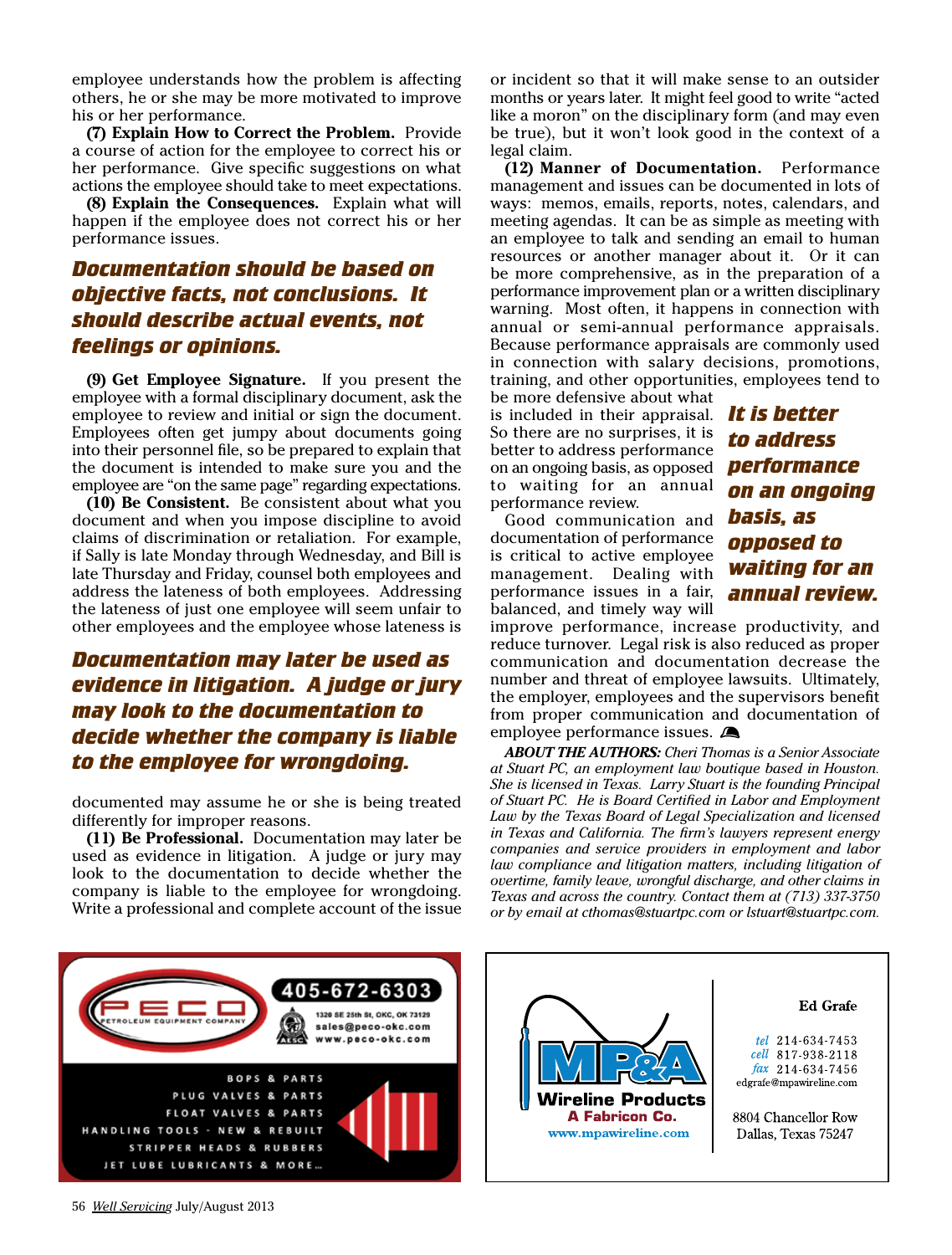employee understands how the problem is affecting others, he or she may be more motivated to improve his or her performance.

**(7) Explain How to Correct the Problem.** Provide a course of action for the employee to correct his or her performance. Give specific suggestions on what actions the employee should take to meet expectations.

**(8) Explain the Consequences.** Explain what will happen if the employee does not correct his or her performance issues.

***Documentation should be based on objective facts, not conclusions. It should describe actual events, not feelings or opinions.***

**(9) Get Employee Signature.** If you present the employee with a formal disciplinary document, ask the employee to review and initial or sign the document. Employees often get jumpy about documents going into their personnel file, so be prepared to explain that the document is intended to make sure you and the employee are "on the same page" regarding expectations.

**(10) Be Consistent.** Be consistent about what you document and when you impose discipline to avoid claims of discrimination or retaliation. For example, if Sally is late Monday through Wednesday, and Bill is late Thursday and Friday, counsel both employees and address the lateness of both employees. Addressing the lateness of just one employee will seem unfair to other employees and the employee whose lateness is documented may assume he or she is being treated differently for improper reasons.

***Documentation may later be used as evidence in litigation. A judge or jury may look to the documentation to decide whether the company is liable to the employee for wrongdoing.***

**(11) Be Professional.** Documentation may later be used as evidence in litigation. A judge or jury may look to the documentation to decide whether the company is liable to the employee for wrongdoing. Write a professional and complete account of the issue or incident so that it will make sense to an outsider months or years later. It might feel good to write "acted like a moron" on the disciplinary form (and may even be true), but it won't look good in the context of a legal claim.

**(12) Manner of Documentation.** Performance management and issues can be documented in lots of ways: memos, emails, reports, notes, calendars, and meeting agendas. It can be as simple as meeting with an employee to talk and sending an email to human resources or another manager about it. Or it can be more comprehensive, as in the preparation of a performance improvement plan or a written disciplinary warning. Most often, it happens in connection with annual or semi-annual performance appraisals. Because performance appraisals are commonly used in connection with salary decisions, promotions, training, and other opportunities, employees tend to be more defensive about what is included in their appraisal. So there are no surprises, it is better to address performance on an ongoing basis, as opposed to waiting for an annual performance review.

***It is better to address performance on an ongoing basis, as opposed to waiting for an annual review.***

Good communication and documentation of performance is critical to active employee management. Dealing with performance issues in a fair, balanced, and timely way will improve performance, increase productivity, and reduce turnover. Legal risk is also reduced as proper communication and documentation decrease the number and threat of employee lawsuits. Ultimately, the employer, employees and the supervisors benefit from proper communication and documentation of employee performance issues.

***ABOUT THE AUTHORS:** Cheri Thomas is a Senior Associate at Stuart PC, an employment law boutique based in Houston. She is licensed in Texas. Larry Stuart is the founding Principal of Stuart PC. He is Board Certified in Labor and Employment Law by the Texas Board of Legal Specialization and licensed in Texas and California. The firm's lawyers represent energy companies and service providers in employment and labor law compliance and litigation matters, including litigation of overtime, family leave, wrongful discharge, and other claims in Texas and across the country. Contact them at (713) 337-3750 or by email at cthomas@stuartpc.com or lstuart@stuartpc.com.*

PECO
PETROLEUM EQUIPMENT COMPANY
405-672-6303
1320 SE 25th St, OKC, OK 73129
sales@peco-okc.com
www.peco-okc.com
BOPS & PARTS
PLUG VALVES & PARTS
FLOAT VALVES & PARTS
HANDLING TOOLS - NEW & REBUILT
STRIPPER HEADS & RUBBERS
JET LUBE LUBRICANTS & MORE...

MP&A
Wireline Products
A Fabricon Co.
www.mpawireline.com

Ed Grafe
tel 214-634-7453
cell 817-938-2118
fax 214-634-7456
edgrafe@mpawireline.com
8804 Chancellor Row
Dallas, Texas 75247